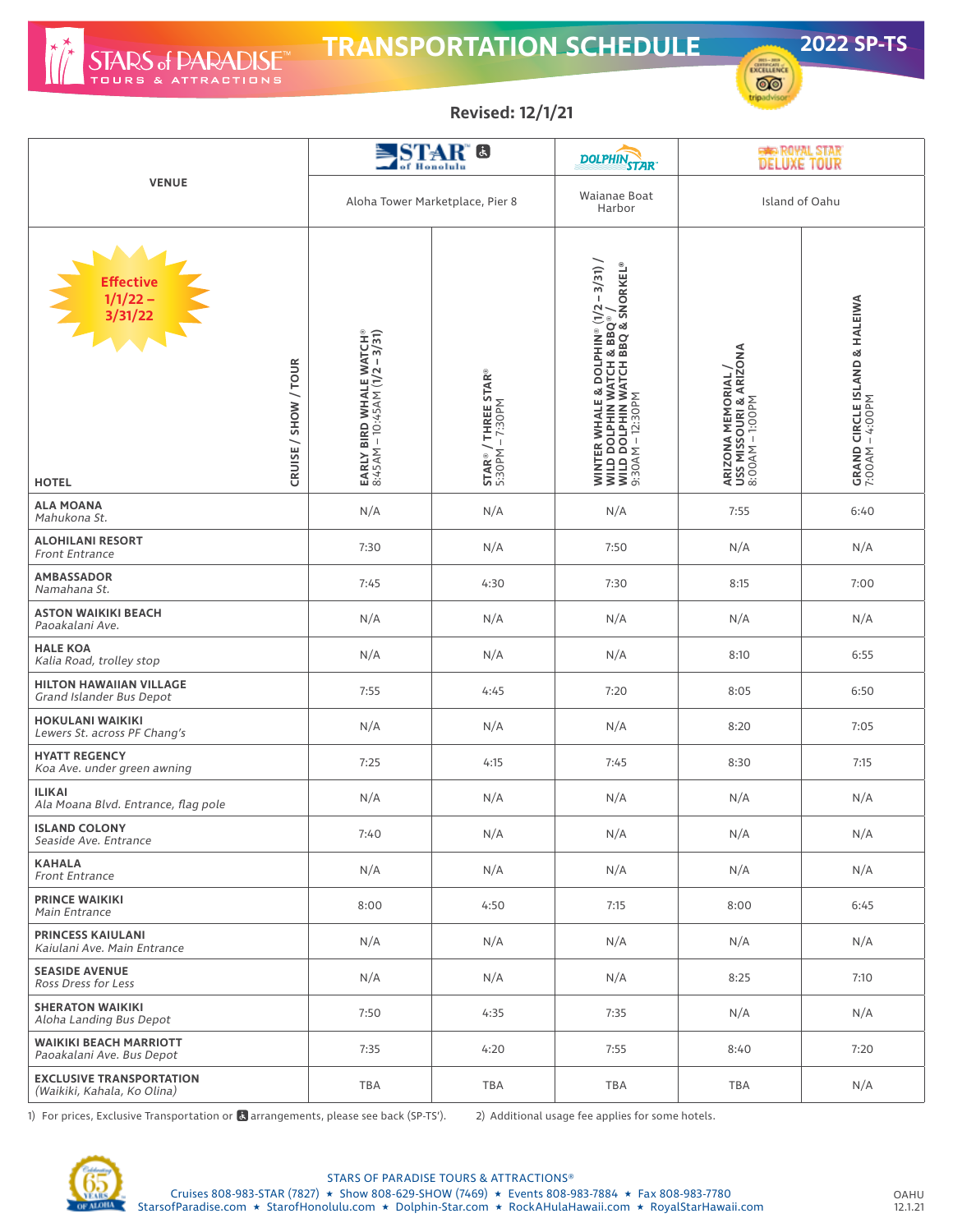# STARS of PARADISE TOURS & ATTRACTIONS — TRANSPORTATION SCHEDULE

**2022 SP-TS**

**Revised: 12/1/21**

**Effective 1/1/22 – 3/31/22**

| VENUE | STAR of Honolulu ♿ | | DOLPHIN STAR | ROYAL STAR DELUXE TOUR | |
|---|---|---|---|---|---|
| | Aloha Tower Marketplace, Pier 8 | | Waianae Boat Harbor | Island of Oahu | |
| **HOTEL** / CRUISE / SHOW / TOUR | **EARLY BIRD WHALE WATCH® (1/2 – 3/31)** 8:45AM – 10:45AM | **STAR® / THREE STAR®** 5:30PM – 7:30PM | **WINTER WHALE & DOLPHIN® (1/2 – 3/31) / WILD DOLPHIN WATCH & BBQ® / WILD DOLPHIN WATCH BBQ & SNORKEL®** 9:30AM – 12:30PM | **ARIZONA MEMORIAL / USS MISSOURI & ARIZONA** 8:00AM – 1:00PM | **GRAND CIRCLE ISLAND & HALEIWA** 7:00AM – 4:00PM |
| **ALA MOANA** *Mahukona St.* | N/A | N/A | N/A | 7:55 | 6:40 |
| **ALOHILANI RESORT** *Front Entrance* | 7:30 | N/A | 7:50 | N/A | N/A |
| **AMBASSADOR** *Namahana St.* | 7:45 | 4:30 | 7:30 | 8:15 | 7:00 |
| **ASTON WAIKIKI BEACH** *Paoakalani Ave.* | N/A | N/A | N/A | N/A | N/A |
| **HALE KOA** *Kalia Road, trolley stop* | N/A | N/A | N/A | 8:10 | 6:55 |
| **HILTON HAWAIIAN VILLAGE** *Grand Islander Bus Depot* | 7:55 | 4:45 | 7:20 | 8:05 | 6:50 |
| **HOKULANI WAIKIKI** *Lewers St. across PF Chang's* | N/A | N/A | N/A | 8:20 | 7:05 |
| **HYATT REGENCY** *Koa Ave. under green awning* | 7:25 | 4:15 | 7:45 | 8:30 | 7:15 |
| **ILIKAI** *Ala Moana Blvd. Entrance, flag pole* | N/A | N/A | N/A | N/A | N/A |
| **ISLAND COLONY** *Seaside Ave. Entrance* | 7:40 | N/A | N/A | N/A | N/A |
| **KAHALA** *Front Entrance* | N/A | N/A | N/A | N/A | N/A |
| **PRINCE WAIKIKI** *Main Entrance* | 8:00 | 4:50 | 7:15 | 8:00 | 6:45 |
| **PRINCESS KAIULANI** *Kaiulani Ave. Main Entrance* | N/A | N/A | N/A | N/A | N/A |
| **SEASIDE AVENUE** *Ross Dress for Less* | N/A | N/A | N/A | 8:25 | 7:10 |
| **SHERATON WAIKIKI** *Aloha Landing Bus Depot* | 7:50 | 4:35 | 7:35 | N/A | N/A |
| **WAIKIKI BEACH MARRIOTT** *Paoakalani Ave. Bus Depot* | 7:35 | 4:20 | 7:55 | 8:40 | 7:20 |
| **EXCLUSIVE TRANSPORTATION** *(Waikiki, Kahala, Ko Olina)* | TBA | TBA | TBA | TBA | N/A |

1) For prices, Exclusive Transportation or ♿ arrangements, please see back (SP-TS'). 2) Additional usage fee applies for some hotels.

STARS OF PARADISE TOURS & ATTRACTIONS®
Cruises 808-983-STAR (7827) ★ Show 808-629-SHOW (7469) ★ Events 808-983-7884 ★ Fax 808-983-7780
StarsofParadise.com ★ StarofHonolulu.com ★ Dolphin-Star.com ★ RockAHulaHawaii.com ★ RoyalStarHawaii.com

OAHU 12.1.21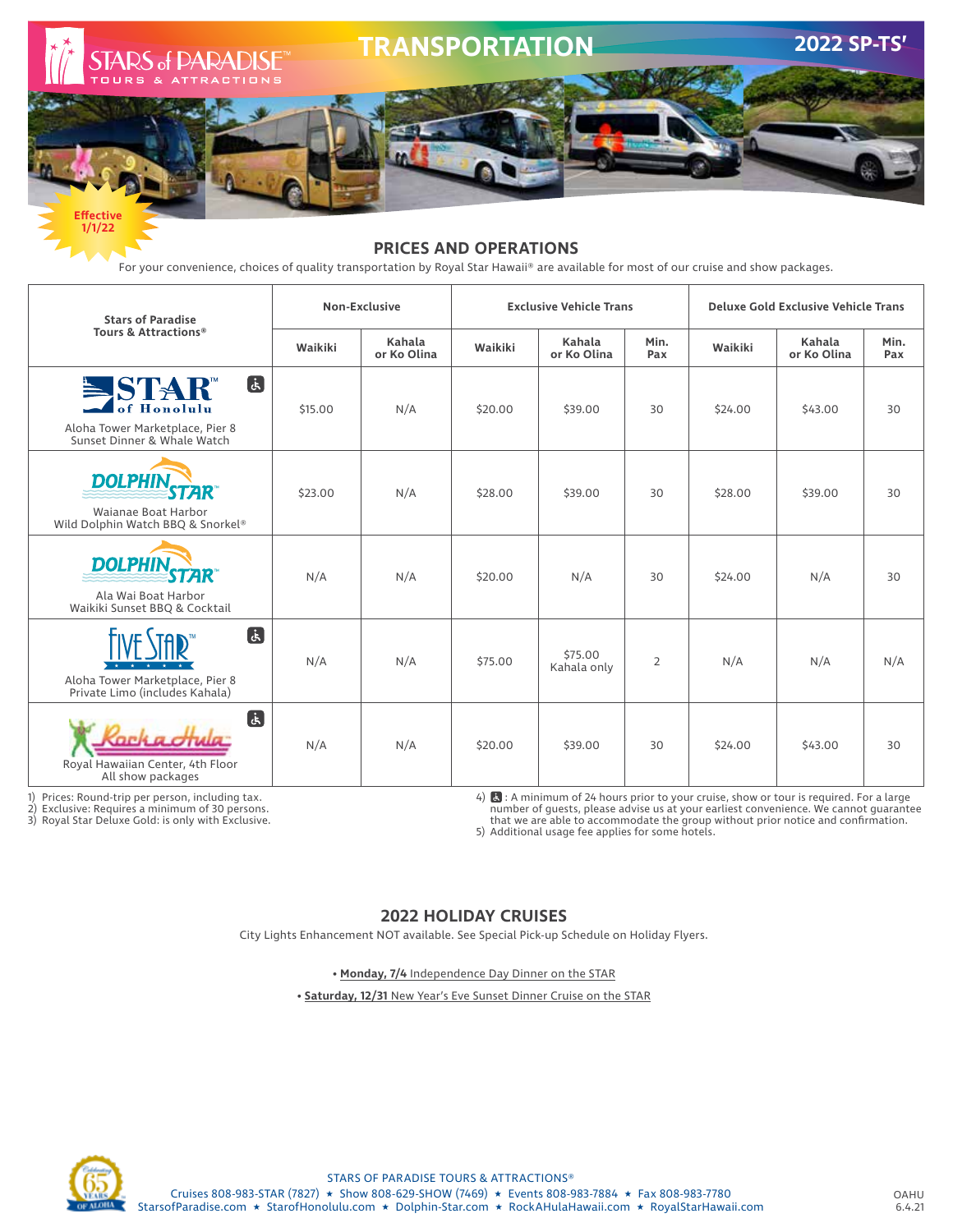# TRANSPORTATION

**2022 SP-TS'**

STARS of PARADISE™ TOURS & ATTRACTIONS

Effective 1/1/22

## PRICES AND OPERATIONS

For your convenience, choices of quality transportation by Royal Star Hawaii® are available for most of our cruise and show packages.

| Stars of Paradise Tours & Attractions® | Non-Exclusive | | Exclusive Vehicle Trans | | | Deluxe Gold Exclusive Vehicle Trans | | |
|---|---|---|---|---|---|---|---|---|
| | Waikiki | Kahala or Ko Olina | Waikiki | Kahala or Ko Olina | Min. Pax | Waikiki | Kahala or Ko Olina | Min. Pax |
| STAR™ of Honolulu ♿ – Aloha Tower Marketplace, Pier 8 Sunset Dinner & Whale Watch | $15.00 | N/A | $20.00 | $39.00 | 30 | $24.00 | $43.00 | 30 |
| DOLPHIN STAR™ – Waianae Boat Harbor Wild Dolphin Watch BBQ & Snorkel® | $23.00 | N/A | $28.00 | $39.00 | 30 | $28.00 | $39.00 | 30 |
| DOLPHIN STAR™ – Ala Wai Boat Harbor Waikiki Sunset BBQ & Cocktail | N/A | N/A | $20.00 | N/A | 30 | $24.00 | N/A | 30 |
| FIVE STAR™ ♿ – Aloha Tower Marketplace, Pier 8 Private Limo (includes Kahala) | N/A | N/A | $75.00 | $75.00 Kahala only | 2 | N/A | N/A | N/A |
| Rock a Hula ♿ – Royal Hawaiian Center, 4th Floor All show packages | N/A | N/A | $20.00 | $39.00 | 30 | $24.00 | $43.00 | 30 |

1) Prices: Round-trip per person, including tax.
2) Exclusive: Requires a minimum of 30 persons.
3) Royal Star Deluxe Gold: is only with Exclusive.
4) ♿ : A minimum of 24 hours prior to your cruise, show or tour is required. For a large number of guests, please advise us at your earliest convenience. We cannot guarantee that we are able to accommodate the group without prior notice and confirmation.
5) Additional usage fee applies for some hotels.

## 2022 HOLIDAY CRUISES

City Lights Enhancement NOT available. See Special Pick-up Schedule on Holiday Flyers.

- **Monday, 7/4** Independence Day Dinner on the STAR
- **Saturday, 12/31** New Year's Eve Sunset Dinner Cruise on the STAR

STARS OF PARADISE TOURS & ATTRACTIONS®
Cruises 808-983-STAR (7827) ★ Show 808-629-SHOW (7469) ★ Events 808-983-7884 ★ Fax 808-983-7780
StarsofParadise.com ★ StarofHonolulu.com ★ Dolphin-Star.com ★ RockAHulaHawaii.com ★ RoyalStarHawaii.com

OAHU 6.4.21